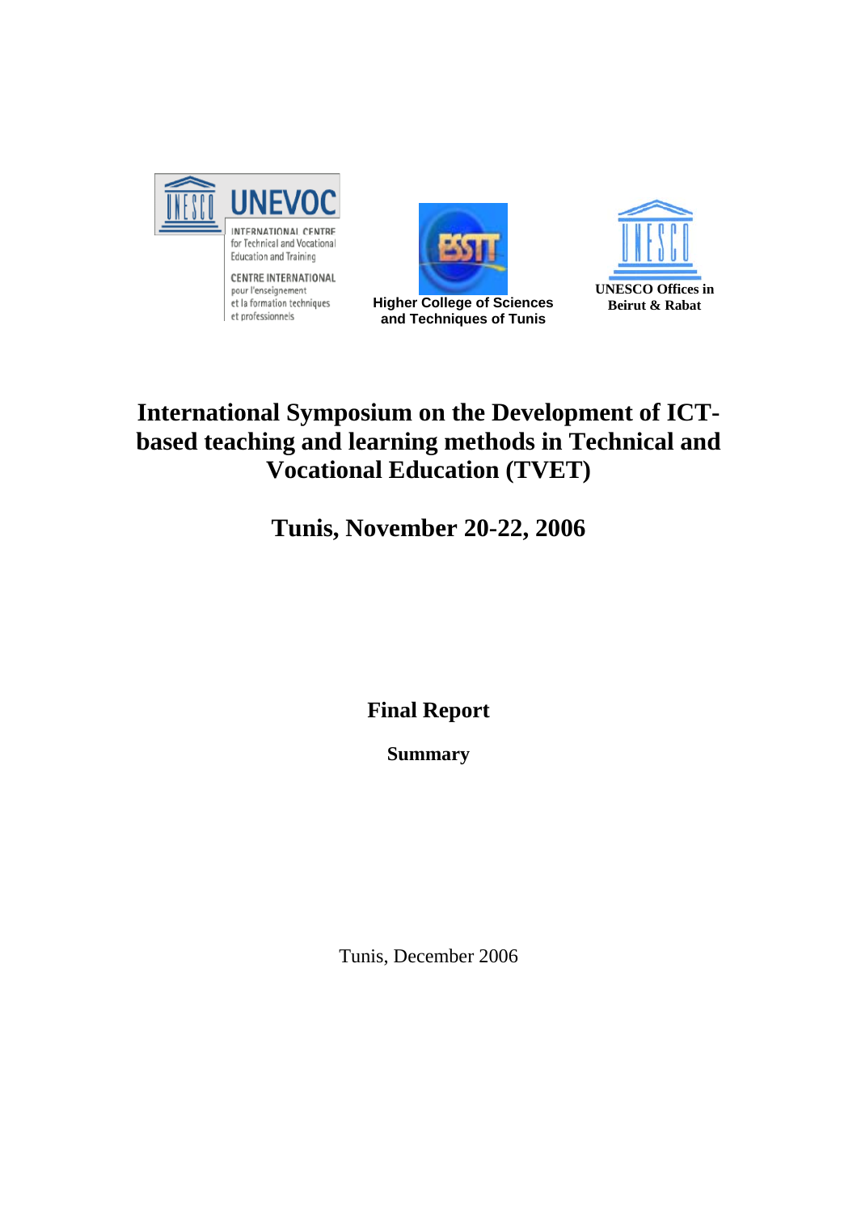UNEVOC

INTERNATIONAL CENTRE for Technical and Vocational Education and Training

CENTRE INTERNATIONAL pour l'enseignement et la formation techniques et professionnels

Higher College of Sciences and Techniques of Tunis

UNESCO Offices in Beirut & Rabat

# International Symposium on the Development of ICT-based teaching and learning methods in Technical and Vocational Education (TVET)

## Tunis, November 20-22, 2006

## Final Report

### Summary

Tunis, December 2006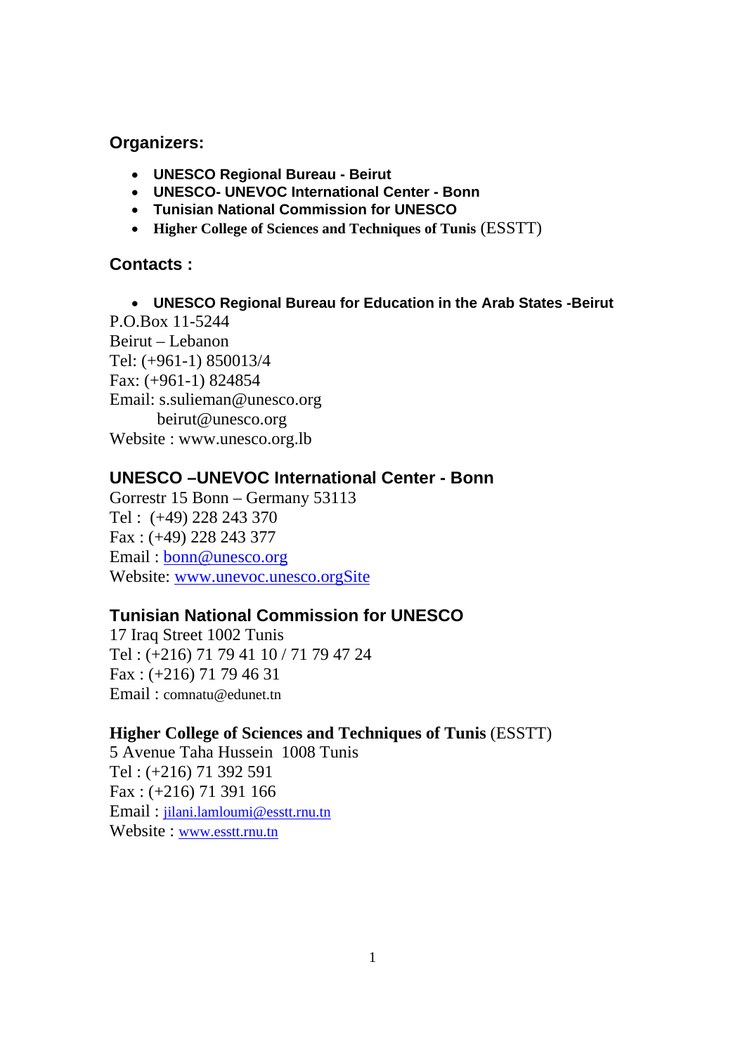## Organizers:

- **UNESCO Regional Bureau - Beirut**
- **UNESCO- UNEVOC International Center - Bonn**
- **Tunisian National Commission for UNESCO**
- **Higher College of Sciences and Techniques of Tunis** (ESSTT)

## Contacts :

- **UNESCO Regional Bureau for Education in the Arab States -Beirut**

P.O.Box 11-5244
Beirut – Lebanon
Tel: (+961-1) 850013/4
Fax: (+961-1) 824854
Email: s.sulieman@unesco.org
beirut@unesco.org
Website : www.unesco.org.lb

### UNESCO –UNEVOC International Center - Bonn

Gorrestr 15 Bonn – Germany 53113
Tel : (+49) 228 243 370
Fax : (+49) 228 243 377
Email : bonn@unesco.org
Website: www.unevoc.unesco.orgSite

### Tunisian National Commission for UNESCO

17 Iraq Street 1002 Tunis
Tel : (+216) 71 79 41 10 / 71 79 47 24
Fax : (+216) 71 79 46 31
Email : comnatu@edunet.tn

### Higher College of Sciences and Techniques of Tunis (ESSTT)

5 Avenue Taha Hussein 1008 Tunis
Tel : (+216) 71 392 591
Fax : (+216) 71 391 166
Email : jilani.lamloumi@esstt.rnu.tn
Website : www.esstt.rnu.tn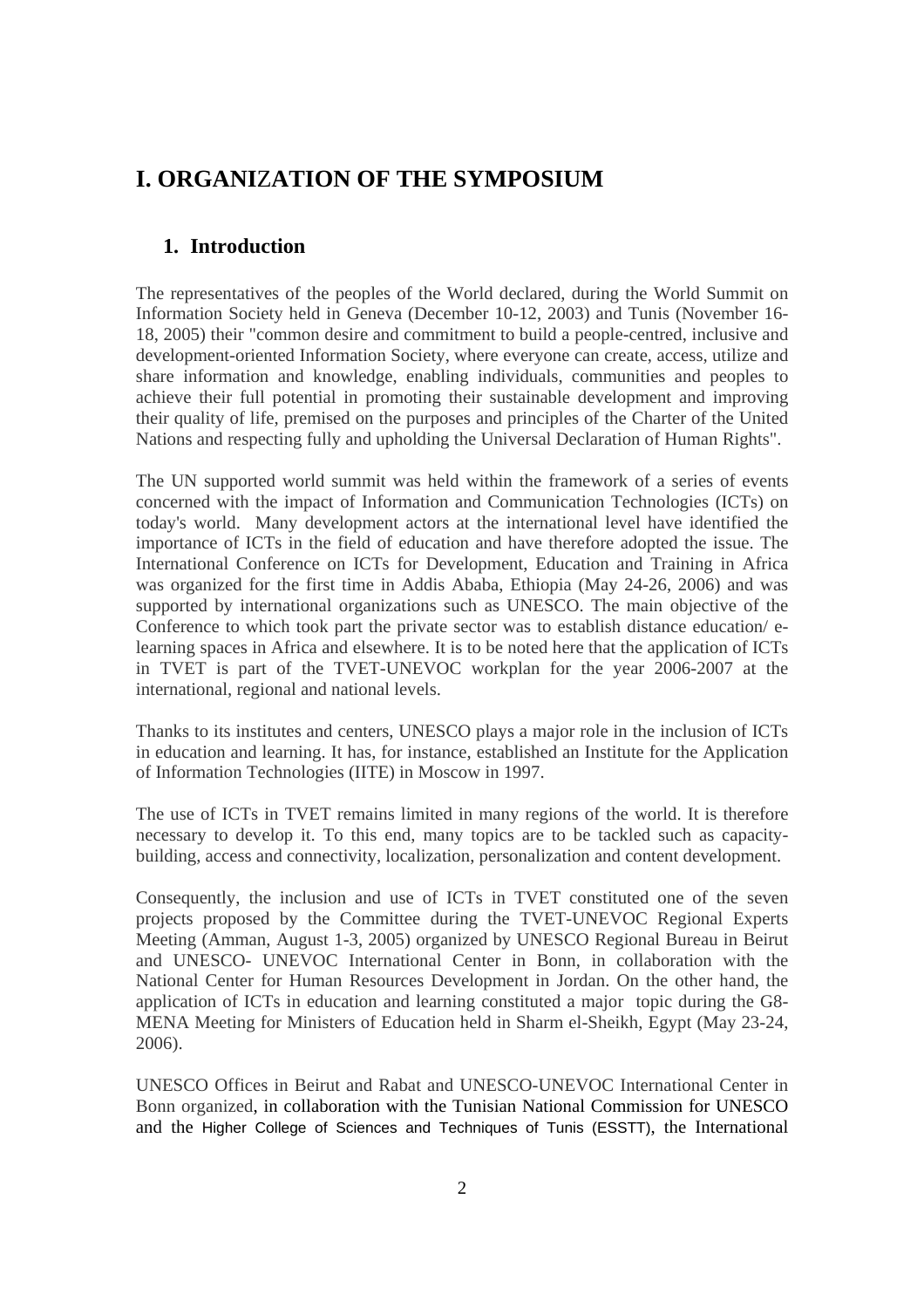# I. ORGANIZATION OF THE SYMPOSIUM

## 1. Introduction

The representatives of the peoples of the World declared, during the World Summit on Information Society held in Geneva (December 10-12, 2003) and Tunis (November 16-18, 2005) their "common desire and commitment to build a people-centred, inclusive and development-oriented Information Society, where everyone can create, access, utilize and share information and knowledge, enabling individuals, communities and peoples to achieve their full potential in promoting their sustainable development and improving their quality of life, premised on the purposes and principles of the Charter of the United Nations and respecting fully and upholding the Universal Declaration of Human Rights".

The UN supported world summit was held within the framework of a series of events concerned with the impact of Information and Communication Technologies (ICTs) on today's world. Many development actors at the international level have identified the importance of ICTs in the field of education and have therefore adopted the issue. The International Conference on ICTs for Development, Education and Training in Africa was organized for the first time in Addis Ababa, Ethiopia (May 24-26, 2006) and was supported by international organizations such as UNESCO. The main objective of the Conference to which took part the private sector was to establish distance education/ e-learning spaces in Africa and elsewhere. It is to be noted here that the application of ICTs in TVET is part of the TVET-UNEVOC workplan for the year 2006-2007 at the international, regional and national levels.

Thanks to its institutes and centers, UNESCO plays a major role in the inclusion of ICTs in education and learning. It has, for instance, established an Institute for the Application of Information Technologies (IITE) in Moscow in 1997.

The use of ICTs in TVET remains limited in many regions of the world. It is therefore necessary to develop it. To this end, many topics are to be tackled such as capacity-building, access and connectivity, localization, personalization and content development.

Consequently, the inclusion and use of ICTs in TVET constituted one of the seven projects proposed by the Committee during the TVET-UNEVOC Regional Experts Meeting (Amman, August 1-3, 2005) organized by UNESCO Regional Bureau in Beirut and UNESCO- UNEVOC International Center in Bonn, in collaboration with the National Center for Human Resources Development in Jordan. On the other hand, the application of ICTs in education and learning constituted a major topic during the G8-MENA Meeting for Ministers of Education held in Sharm el-Sheikh, Egypt (May 23-24, 2006).

UNESCO Offices in Beirut and Rabat and UNESCO-UNEVOC International Center in Bonn organized, in collaboration with the Tunisian National Commission for UNESCO and the Higher College of Sciences and Techniques of Tunis (ESSTT), the International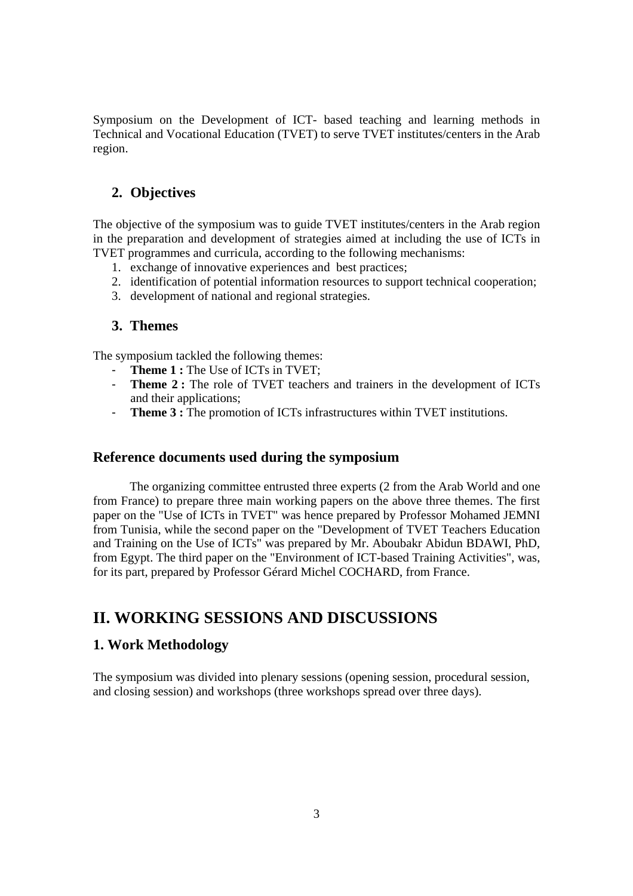Symposium on the Development of ICT- based teaching and learning methods in Technical and Vocational Education (TVET) to serve TVET institutes/centers in the Arab region.

### 2. Objectives

The objective of the symposium was to guide TVET institutes/centers in the Arab region in the preparation and development of strategies aimed at including the use of ICTs in TVET programmes and curricula, according to the following mechanisms:

1. exchange of innovative experiences and best practices;
2. identification of potential information resources to support technical cooperation;
3. development of national and regional strategies.

### 3. Themes

The symposium tackled the following themes:

- **Theme 1 :** The Use of ICTs in TVET;
- **Theme 2 :** The role of TVET teachers and trainers in the development of ICTs and their applications;
- **Theme 3 :** The promotion of ICTs infrastructures within TVET institutions.

### Reference documents used during the symposium

The organizing committee entrusted three experts (2 from the Arab World and one from France) to prepare three main working papers on the above three themes. The first paper on the "Use of ICTs in TVET" was hence prepared by Professor Mohamed JEMNI from Tunisia, while the second paper on the "Development of TVET Teachers Education and Training on the Use of ICTs" was prepared by Mr. Aboubakr Abidun BDAWI, PhD, from Egypt. The third paper on the "Environment of ICT-based Training Activities", was, for its part, prepared by Professor Gérard Michel COCHARD, from France.

## II. WORKING SESSIONS AND DISCUSSIONS

### 1. Work Methodology

The symposium was divided into plenary sessions (opening session, procedural session, and closing session) and workshops (three workshops spread over three days).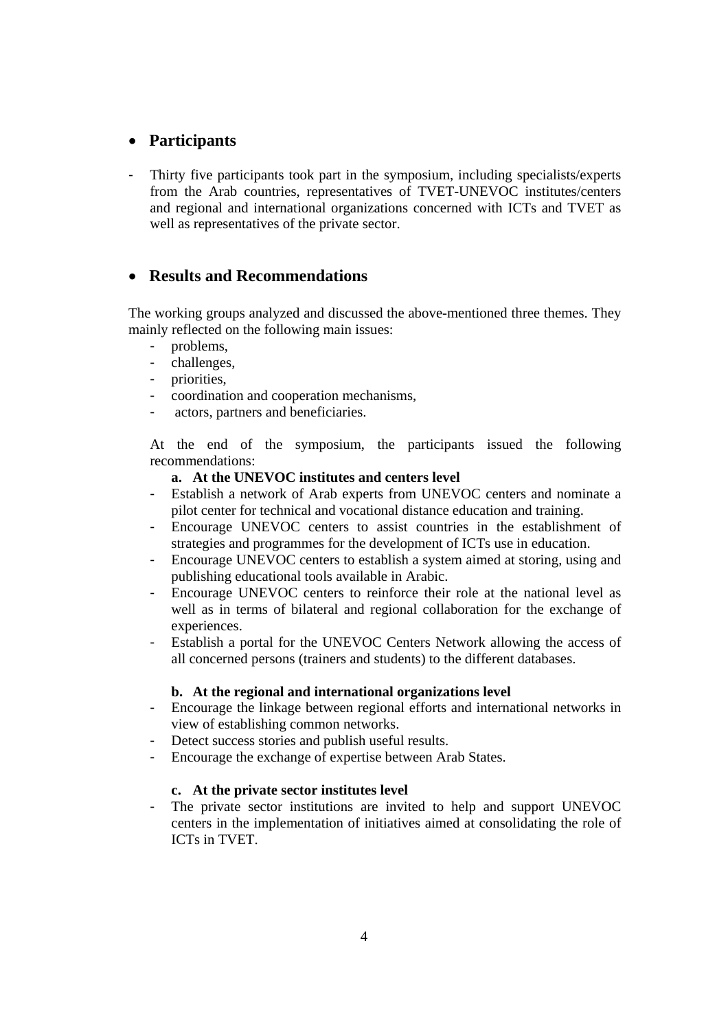- **Participants**

- Thirty five participants took part in the symposium, including specialists/experts from the Arab countries, representatives of TVET-UNEVOC institutes/centers and regional and international organizations concerned with ICTs and TVET as well as representatives of the private sector.

- **Results and Recommendations**

The working groups analyzed and discussed the above-mentioned three themes. They mainly reflected on the following main issues:

- problems,
- challenges,
- priorities,
- coordination and cooperation mechanisms,
- actors, partners and beneficiaries.

At the end of the symposium, the participants issued the following recommendations:

**a. At the UNEVOC institutes and centers level**

- Establish a network of Arab experts from UNEVOC centers and nominate a pilot center for technical and vocational distance education and training.
- Encourage UNEVOC centers to assist countries in the establishment of strategies and programmes for the development of ICTs use in education.
- Encourage UNEVOC centers to establish a system aimed at storing, using and publishing educational tools available in Arabic.
- Encourage UNEVOC centers to reinforce their role at the national level as well as in terms of bilateral and regional collaboration for the exchange of experiences.
- Establish a portal for the UNEVOC Centers Network allowing the access of all concerned persons (trainers and students) to the different databases.

**b. At the regional and international organizations level**

- Encourage the linkage between regional efforts and international networks in view of establishing common networks.
- Detect success stories and publish useful results.
- Encourage the exchange of expertise between Arab States.

**c. At the private sector institutes level**

- The private sector institutions are invited to help and support UNEVOC centers in the implementation of initiatives aimed at consolidating the role of ICTs in TVET.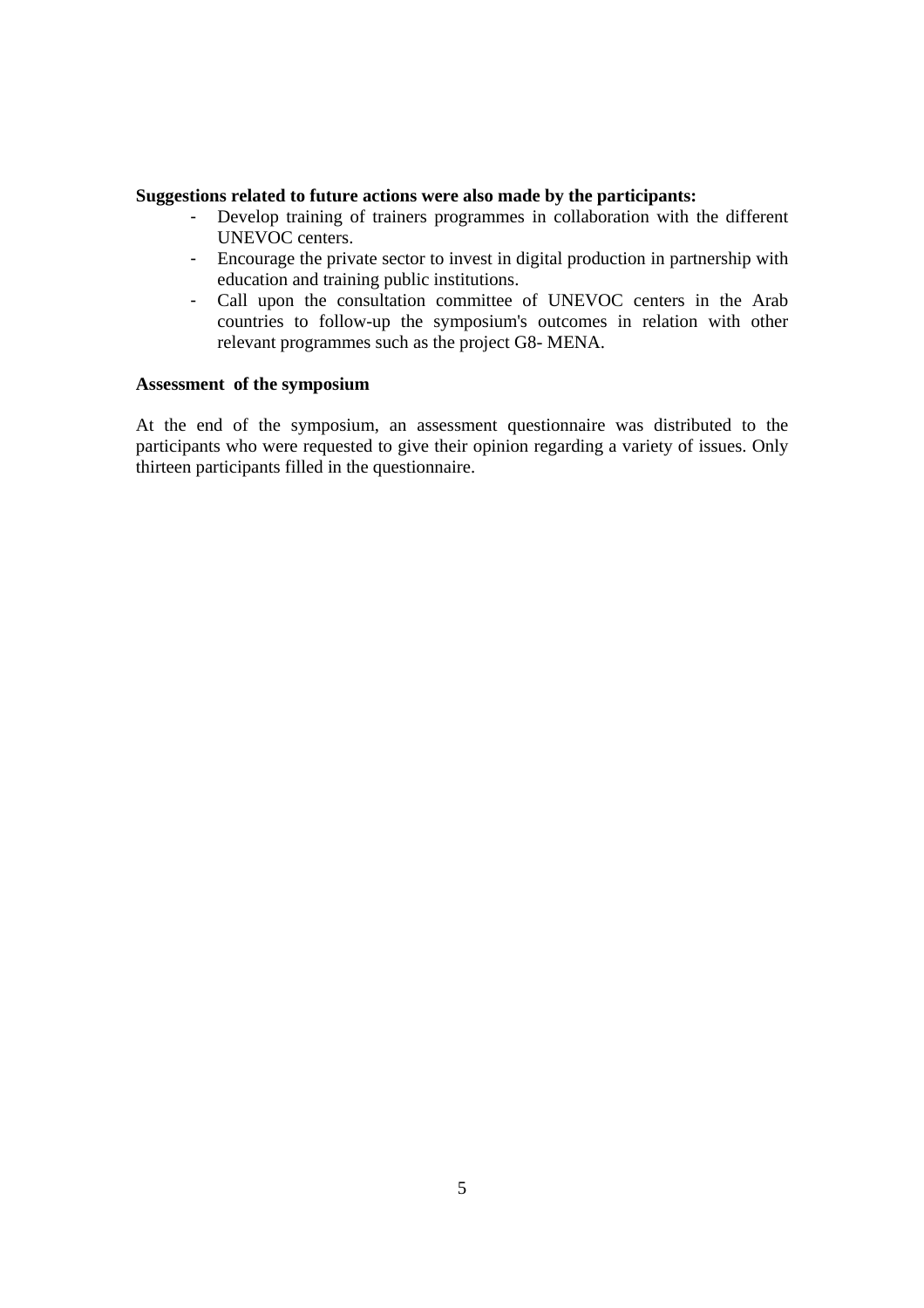**Suggestions related to future actions were also made by the participants:**

- Develop training of trainers programmes in collaboration with the different UNEVOC centers.
- Encourage the private sector to invest in digital production in partnership with education and training public institutions.
- Call upon the consultation committee of UNEVOC centers in the Arab countries to follow-up the symposium's outcomes in relation with other relevant programmes such as the project G8- MENA.

**Assessment of the symposium**

At the end of the symposium, an assessment questionnaire was distributed to the participants who were requested to give their opinion regarding a variety of issues. Only thirteen participants filled in the questionnaire.